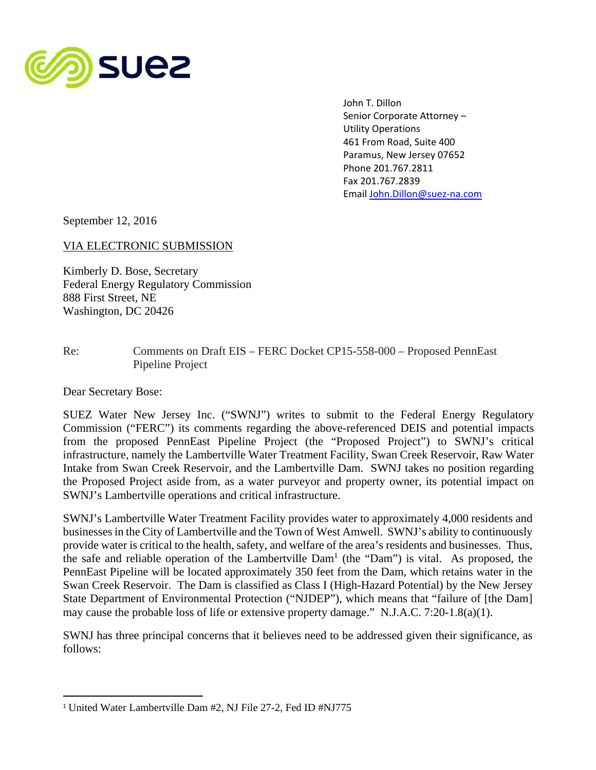suez

John T. Dillon
Senior Corporate Attorney –
Utility Operations
461 From Road, Suite 400
Paramus, New Jersey 07652
Phone 201.767.2811
Fax 201.767.2839
Email John.Dillon@suez-na.com

September 12, 2016

VIA ELECTRONIC SUBMISSION

Kimberly D. Bose, Secretary
Federal Energy Regulatory Commission
888 First Street, NE
Washington, DC 20426

Re: Comments on Draft EIS – FERC Docket CP15-558-000 – Proposed PennEast Pipeline Project

Dear Secretary Bose:

SUEZ Water New Jersey Inc. ("SWNJ") writes to submit to the Federal Energy Regulatory Commission ("FERC") its comments regarding the above-referenced DEIS and potential impacts from the proposed PennEast Pipeline Project (the "Proposed Project") to SWNJ's critical infrastructure, namely the Lambertville Water Treatment Facility, Swan Creek Reservoir, Raw Water Intake from Swan Creek Reservoir, and the Lambertville Dam. SWNJ takes no position regarding the Proposed Project aside from, as a water purveyor and property owner, its potential impact on SWNJ's Lambertville operations and critical infrastructure.

SWNJ's Lambertville Water Treatment Facility provides water to approximately 4,000 residents and businesses in the City of Lambertville and the Town of West Amwell. SWNJ's ability to continuously provide water is critical to the health, safety, and welfare of the area's residents and businesses. Thus, the safe and reliable operation of the Lambertville Dam[1] (the "Dam") is vital. As proposed, the PennEast Pipeline will be located approximately 350 feet from the Dam, which retains water in the Swan Creek Reservoir. The Dam is classified as Class I (High-Hazard Potential) by the New Jersey State Department of Environmental Protection ("NJDEP"), which means that "failure of [the Dam] may cause the probable loss of life or extensive property damage." N.J.A.C. 7:20-1.8(a)(1).

SWNJ has three principal concerns that it believes need to be addressed given their significance, as follows:

[1] United Water Lambertville Dam #2, NJ File 27-2, Fed ID #NJ775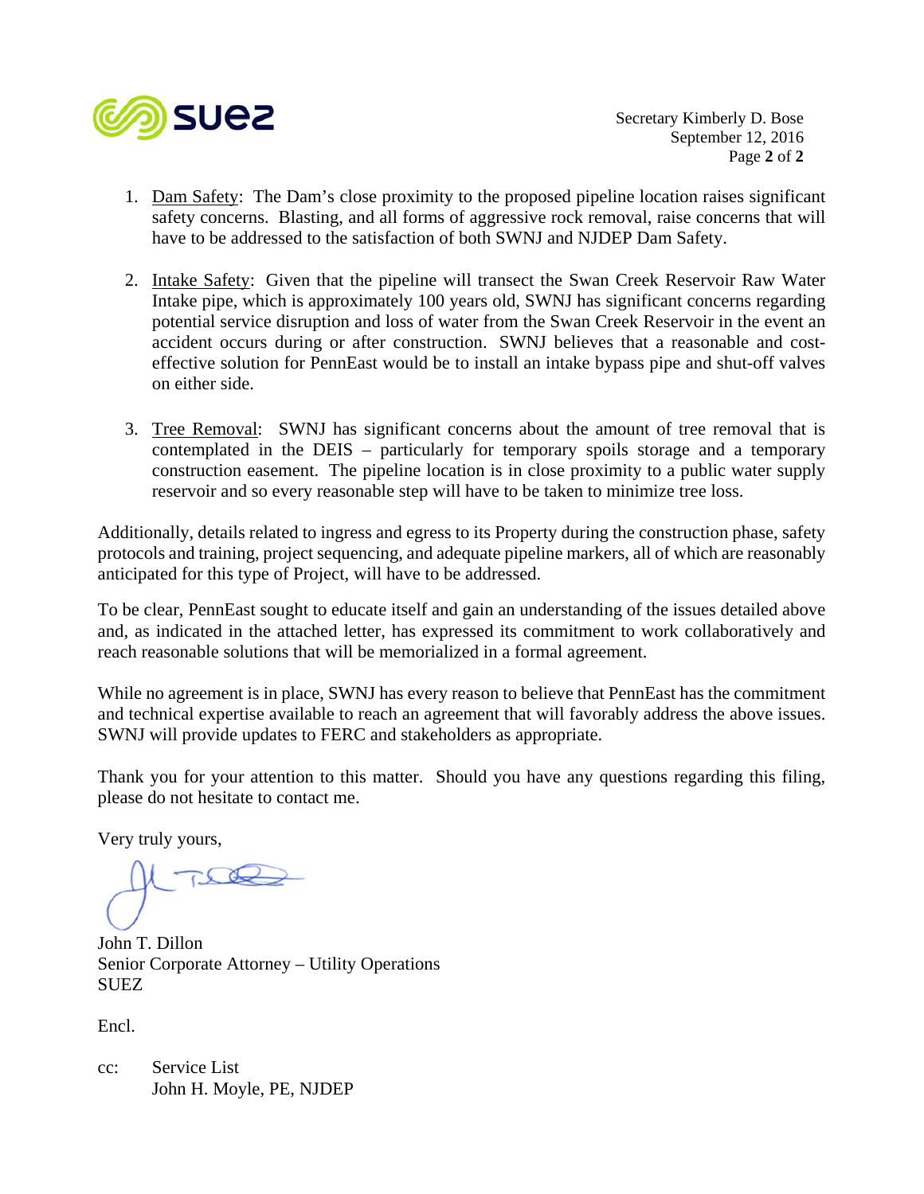1. Dam Safety: The Dam's close proximity to the proposed pipeline location raises significant safety concerns. Blasting, and all forms of aggressive rock removal, raise concerns that will have to be addressed to the satisfaction of both SWNJ and NJDEP Dam Safety.

2. Intake Safety: Given that the pipeline will transect the Swan Creek Reservoir Raw Water Intake pipe, which is approximately 100 years old, SWNJ has significant concerns regarding potential service disruption and loss of water from the Swan Creek Reservoir in the event an accident occurs during or after construction. SWNJ believes that a reasonable and cost-effective solution for PennEast would be to install an intake bypass pipe and shut-off valves on either side.

3. Tree Removal: SWNJ has significant concerns about the amount of tree removal that is contemplated in the DEIS – particularly for temporary spoils storage and a temporary construction easement. The pipeline location is in close proximity to a public water supply reservoir and so every reasonable step will have to be taken to minimize tree loss.

Additionally, details related to ingress and egress to its Property during the construction phase, safety protocols and training, project sequencing, and adequate pipeline markers, all of which are reasonably anticipated for this type of Project, will have to be addressed.

To be clear, PennEast sought to educate itself and gain an understanding of the issues detailed above and, as indicated in the attached letter, has expressed its commitment to work collaboratively and reach reasonable solutions that will be memorialized in a formal agreement.

While no agreement is in place, SWNJ has every reason to believe that PennEast has the commitment and technical expertise available to reach an agreement that will favorably address the above issues. SWNJ will provide updates to FERC and stakeholders as appropriate.

Thank you for your attention to this matter. Should you have any questions regarding this filing, please do not hesitate to contact me.

Very truly yours,

John T. Dillon
Senior Corporate Attorney – Utility Operations
SUEZ

Encl.

cc: Service List
John H. Moyle, PE, NJDEP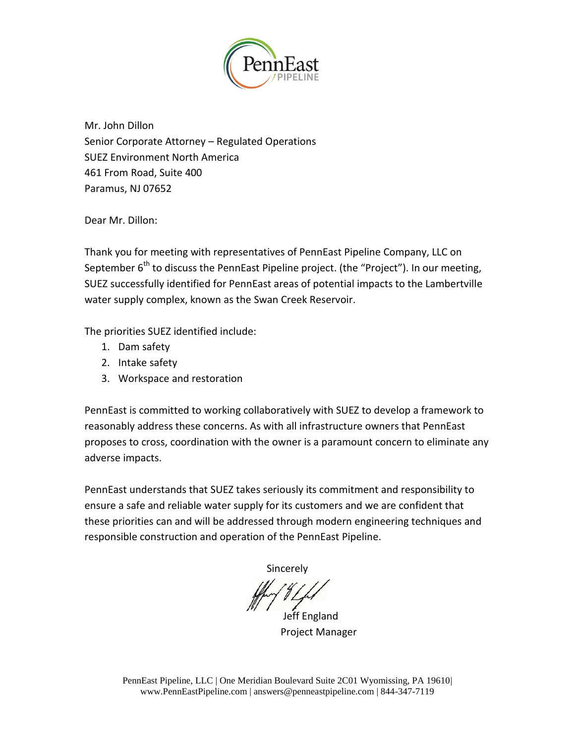Mr. John Dillon
Senior Corporate Attorney – Regulated Operations
SUEZ Environment North America
461 From Road, Suite 400
Paramus, NJ 07652

Dear Mr. Dillon:

Thank you for meeting with representatives of PennEast Pipeline Company, LLC on September 6th to discuss the PennEast Pipeline project. (the "Project"). In our meeting, SUEZ successfully identified for PennEast areas of potential impacts to the Lambertville water supply complex, known as the Swan Creek Reservoir.

The priorities SUEZ identified include:

1. Dam safety
2. Intake safety
3. Workspace and restoration

PennEast is committed to working collaboratively with SUEZ to develop a framework to reasonably address these concerns. As with all infrastructure owners that PennEast proposes to cross, coordination with the owner is a paramount concern to eliminate any adverse impacts.

PennEast understands that SUEZ takes seriously its commitment and responsibility to ensure a safe and reliable water supply for its customers and we are confident that these priorities can and will be addressed through modern engineering techniques and responsible construction and operation of the PennEast Pipeline.

Sincerely

Jeff England
Project Manager

PennEast Pipeline, LLC | One Meridian Boulevard Suite 2C01 Wyomissing, PA 19610|
www.PennEastPipeline.com | answers@penneastpipeline.com | 844-347-7119